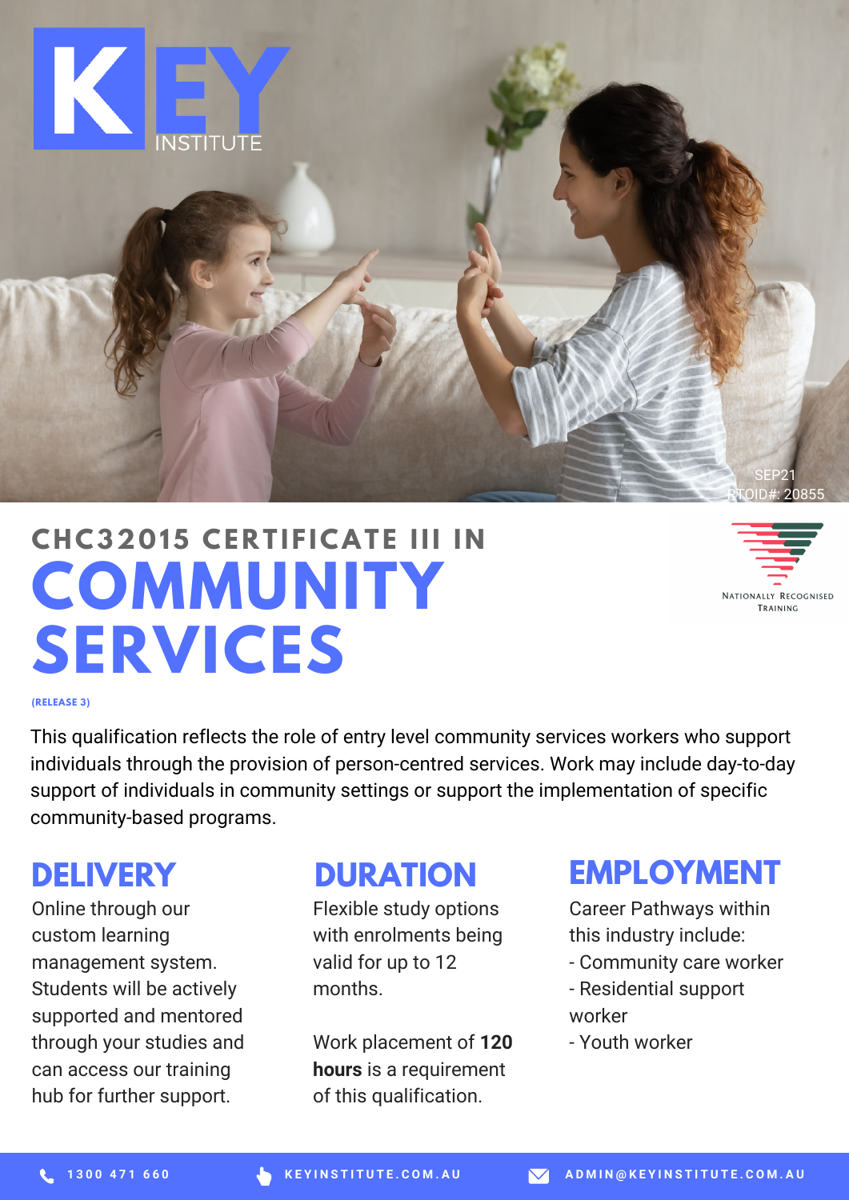# KEY INSTITUTE

SEP21
RTOID#: 20855

## CHC32015 CERTIFICATE III IN COMMUNITY SERVICES

**(RELEASE 3)**

Nationally Recognised Training

This qualification reflects the role of entry level community services workers who support individuals through the provision of person-centred services. Work may include day-to-day support of individuals in community settings or support the implementation of specific community-based programs.

### DELIVERY

Online through our custom learning management system. Students will be actively supported and mentored through your studies and can access our training hub for further support.

### DURATION

Flexible study options with enrolments being valid for up to 12 months.

Work placement of **120 hours** is a requirement of this qualification.

### EMPLOYMENT

Career Pathways within this industry include:

- Community care worker
- Residential support worker
- Youth worker

1300 471 660 | KEYINSTITUTE.COM.AU | ADMIN@KEYINSTITUTE.COM.AU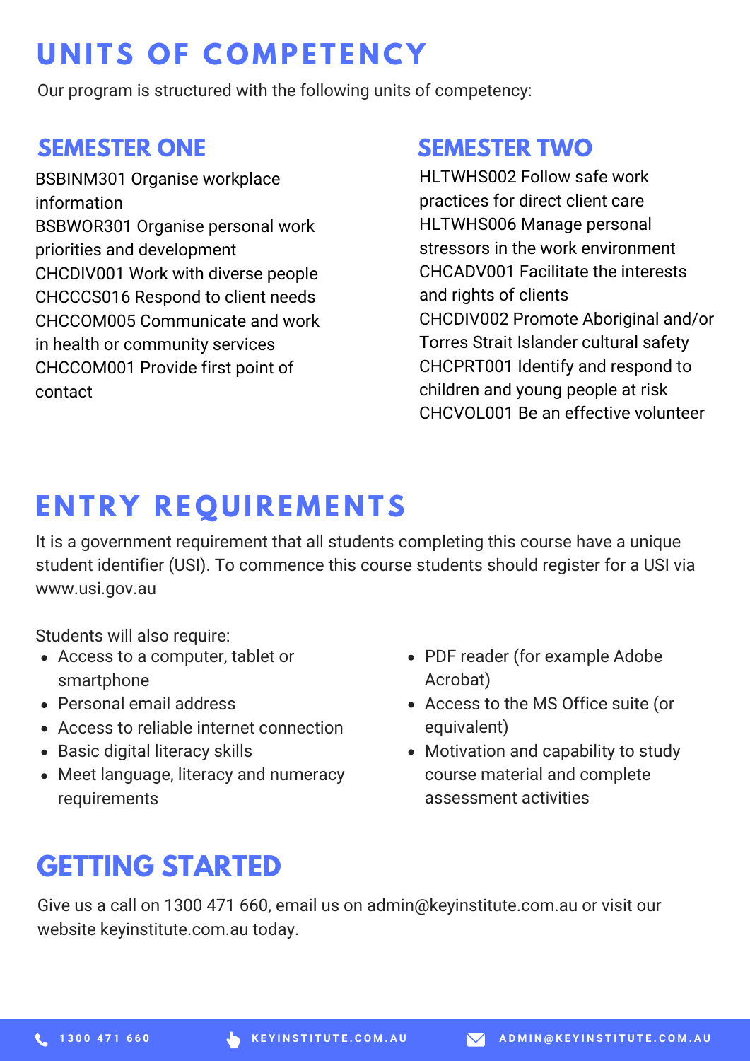# UNITS OF COMPETENCY

Our program is structured with the following units of competency:

## SEMESTER ONE

BSBINM301 Organise workplace information
BSBWOR301 Organise personal work priorities and development
CHCDIV001 Work with diverse people
CHCCCS016 Respond to client needs
CHCCOM005 Communicate and work in health or community services
CHCCOM001 Provide first point of contact

## SEMESTER TWO

HLTWHS002 Follow safe work practices for direct client care
HLTWHS006 Manage personal stressors in the work environment
CHCADV001 Facilitate the interests and rights of clients
CHCDIV002 Promote Aboriginal and/or Torres Strait Islander cultural safety
CHCPRT001 Identify and respond to children and young people at risk
CHCVOL001 Be an effective volunteer

# ENTRY REQUIREMENTS

It is a government requirement that all students completing this course have a unique student identifier (USI). To commence this course students should register for a USI via www.usi.gov.au

Students will also require:

- Access to a computer, tablet or smartphone
- Personal email address
- Access to reliable internet connection
- Basic digital literacy skills
- Meet language, literacy and numeracy requirements
- PDF reader (for example Adobe Acrobat)
- Access to the MS Office suite (or equivalent)
- Motivation and capability to study course material and complete assessment activities

# GETTING STARTED

Give us a call on 1300 471 660, email us on admin@keyinstitute.com.au or visit our website keyinstitute.com.au today.

1300 471 660 KEYINSTITUTE.COM.AU ADMIN@KEYINSTITUTE.COM.AU